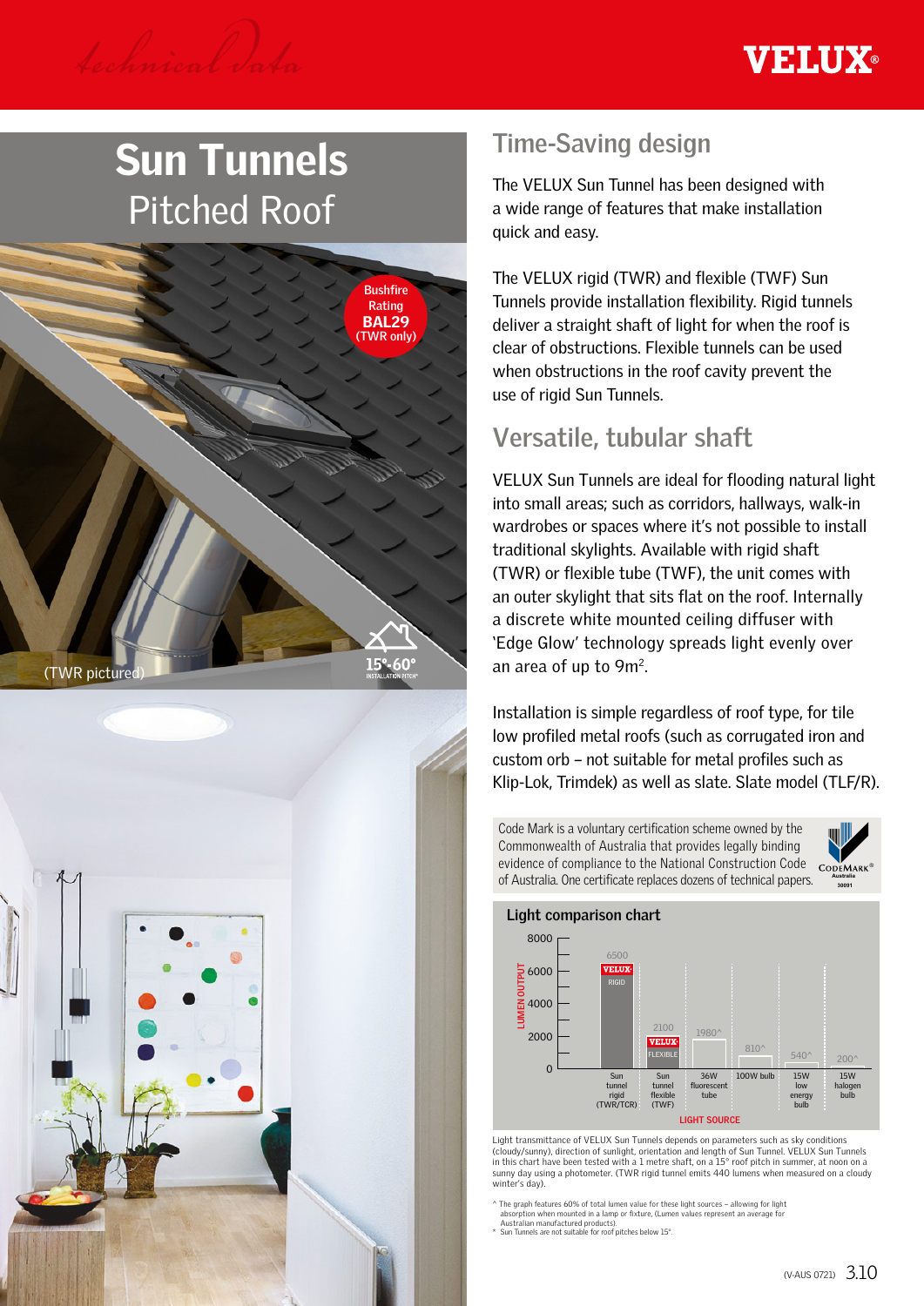*Technical Data*

# Sun Tunnels
## Pitched Roof

Bushfire Rating **BAL29** (TWR only)

(TWR pictured)

15°-60° INSTALLATION PITCH*

## Time-Saving design

The VELUX Sun Tunnel has been designed with a wide range of features that make installation quick and easy.

The VELUX rigid (TWR) and flexible (TWF) Sun Tunnels provide installation flexibility. Rigid tunnels deliver a straight shaft of light for when the roof is clear of obstructions. Flexible tunnels can be used when obstructions in the roof cavity prevent the use of rigid Sun Tunnels.

## Versatile, tubular shaft

VELUX Sun Tunnels are ideal for flooding natural light into small areas; such as corridors, hallways, walk-in wardrobes or spaces where it's not possible to install traditional skylights. Available with rigid shaft (TWR) or flexible tube (TWF), the unit comes with an outer skylight that sits flat on the roof. Internally a discrete white mounted ceiling diffuser with 'Edge Glow' technology spreads light evenly over an area of up to 9m².

Installation is simple regardless of roof type, for tile low profiled metal roofs (such as corrugated iron and custom orb – not suitable for metal profiles such as Klip-Lok, Trimdek) as well as slate. Slate model (TLF/R).

Code Mark is a voluntary certification scheme owned by the Commonwealth of Australia that provides legally binding evidence of compliance to the National Construction Code of Australia. One certificate replaces dozens of technical papers.

### Light comparison chart

| Light source | Lumen output |
|---|---|
| Sun tunnel rigid (TWR/TCR) – VELUX RIGID | 6500 |
| Sun tunnel flexible (TWF) – VELUX FLEXIBLE | 2100 |
| 36W fluorescent tube | 1980^ |
| 100W bulb | 810^ |
| 15W low energy bulb | 540^ |
| 15W halogen bulb | 200^ |

Light transmittance of VELUX Sun Tunnels depends on parameters such as sky conditions (cloudy/sunny), direction of sunlight, orientation and length of Sun Tunnel. VELUX Sun Tunnels in this chart have been tested with a 1 metre shaft, on a 15° roof pitch in summer, at noon on a sunny day using a photometer. (TWR rigid tunnel emits 440 lumens when measured on a cloudy winter's day).

^ The graph features 60% of total lumen value for these light sources – allowing for light absorption when mounted in a lamp or fixture, (Lumen values represent an average for Australian manufactured products).
* Sun Tunnels are not suitable for roof pitches below 15°.

(V-AUS 0721)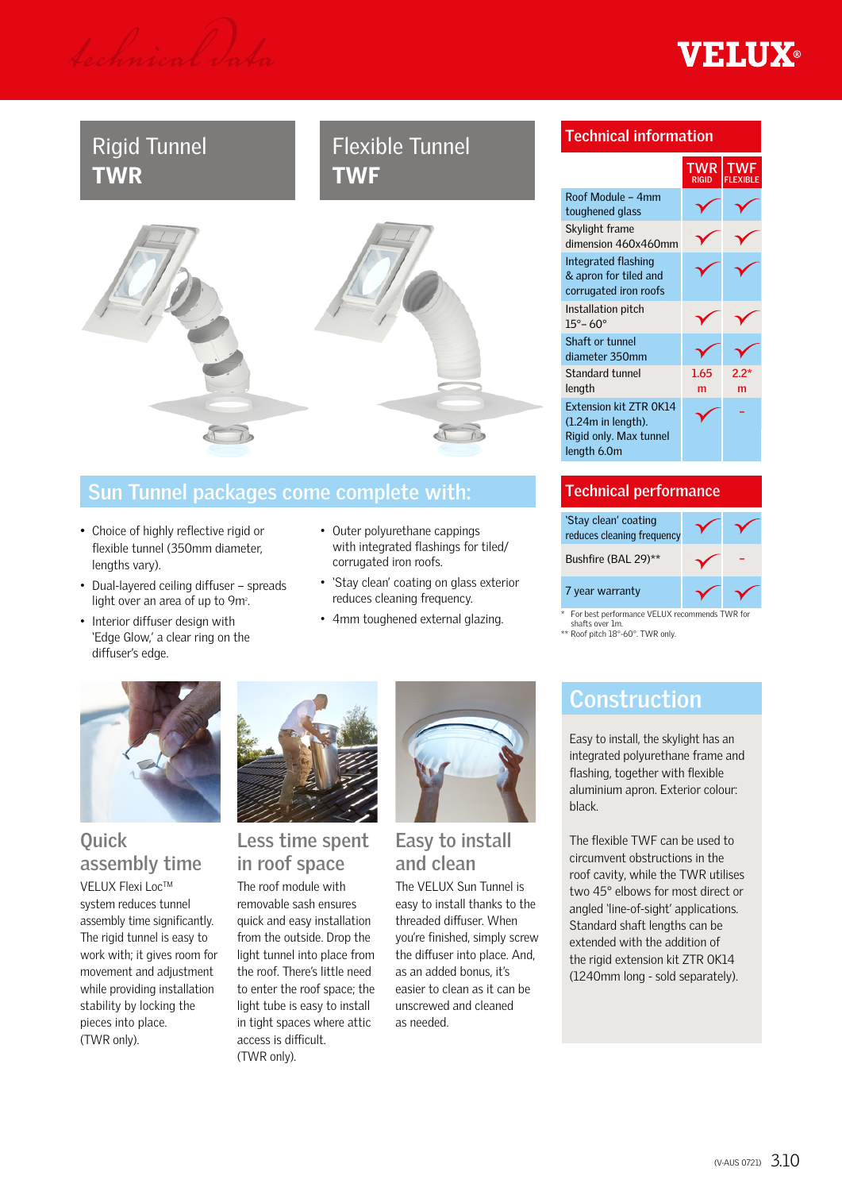# Technical Data

## Rigid Tunnel TWR

## Flexible Tunnel TWF

## Technical information

| | TWR RIGID | TWF FLEXIBLE |
|---|---|---|
| Roof Module – 4mm toughened glass | ✓ | ✓ |
| Skylight frame dimension 460x460mm | ✓ | ✓ |
| Integrated flashing & apron for tiled and corrugated iron roofs | ✓ | ✓ |
| Installation pitch 15°– 60° | ✓ | ✓ |
| Shaft or tunnel diameter 350mm | ✓ | ✓ |
| Standard tunnel length | 1.65 m | 2.2* m |
| Extension kit ZTR 0K14 (1.24m in length). Rigid only. Max tunnel length 6.0m | ✓ | – |

## Sun Tunnel packages come complete with:

- Choice of highly reflective rigid or flexible tunnel (350mm diameter, lengths vary).
- Dual-layered ceiling diffuser – spreads light over an area of up to 9m².
- Interior diffuser design with 'Edge Glow,' a clear ring on the diffuser's edge.
- Outer polyurethane cappings with integrated flashings for tiled/ corrugated iron roofs.
- 'Stay clean' coating on glass exterior reduces cleaning frequency.
- 4mm toughened external glazing.

## Technical performance

| | TWR | TWF |
|---|---|---|
| 'Stay clean' coating reduces cleaning frequency | ✓ | ✓ |
| Bushfire (BAL 29)** | ✓ | – |
| 7 year warranty | ✓ | ✓ |

\* For best performance VELUX recommends TWR for shafts over 1m.
\** Roof pitch 18°-60°. TWR only.

### Quick assembly time

VELUX Flexi Loc™ system reduces tunnel assembly time significantly. The rigid tunnel is easy to work with; it gives room for movement and adjustment while providing installation stability by locking the pieces into place. (TWR only).

### Less time spent in roof space

The roof module with removable sash ensures quick and easy installation from the outside. Drop the light tunnel into place from the roof. There's little need to enter the roof space; the light tube is easy to install in tight spaces where attic access is difficult. (TWR only).

### Easy to install and clean

The VELUX Sun Tunnel is easy to install thanks to the threaded diffuser. When you're finished, simply screw the diffuser into place. And, as an added bonus, it's easier to clean as it can be unscrewed and cleaned as needed.

## Construction

Easy to install, the skylight has an integrated polyurethane frame and flashing, together with flexible aluminium apron. Exterior colour: black.

The flexible TWF can be used to circumvent obstructions in the roof cavity, while the TWR utilises two 45° elbows for most direct or angled 'line-of-sight' applications. Standard shaft lengths can be extended with the addition of the rigid extension kit ZTR 0K14 (1240mm long - sold separately).

(V-AUS 0721)